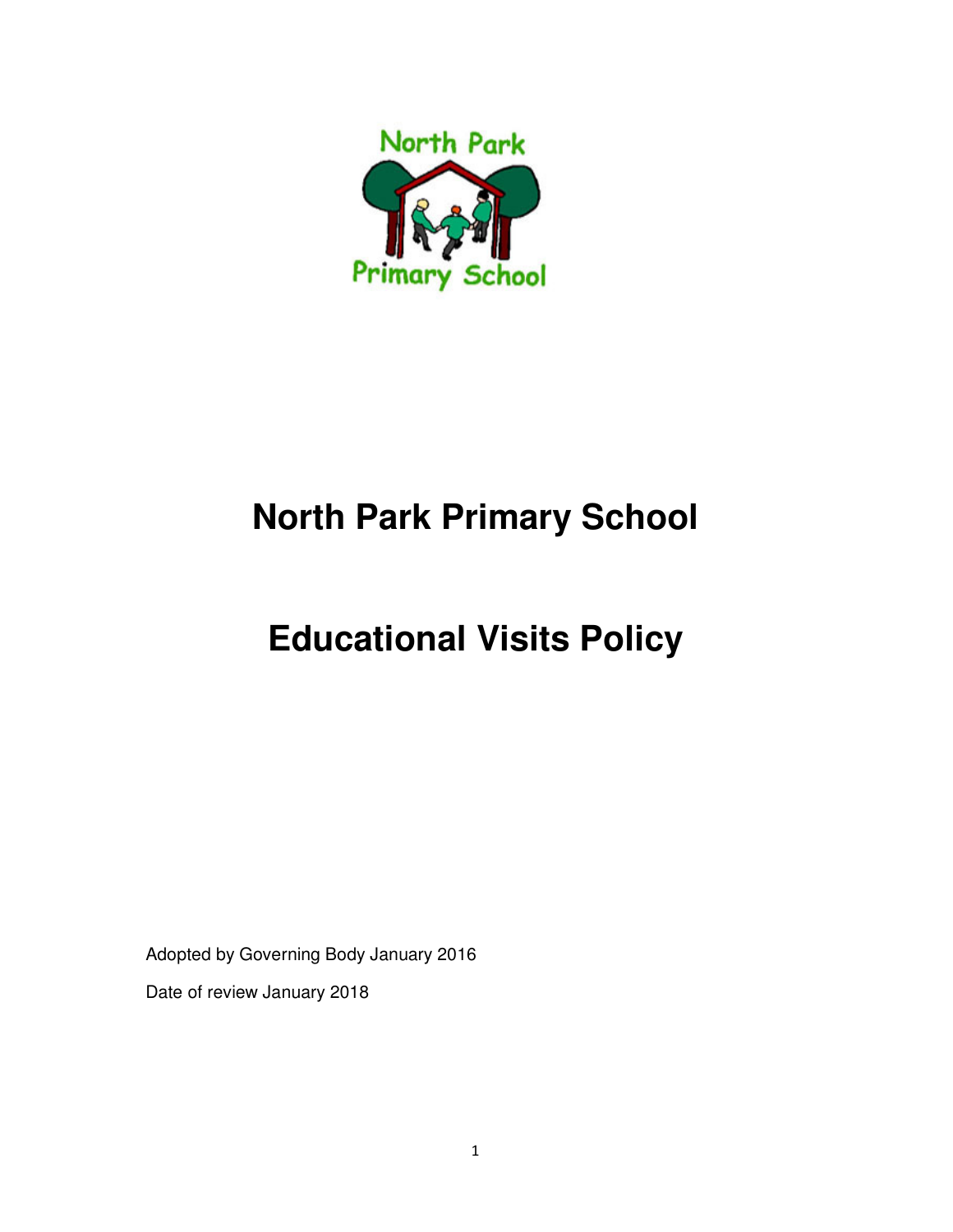# North Park Primary School

# Educational Visits Policy

Adopted by Governing Body January 2016

Date of review January 2018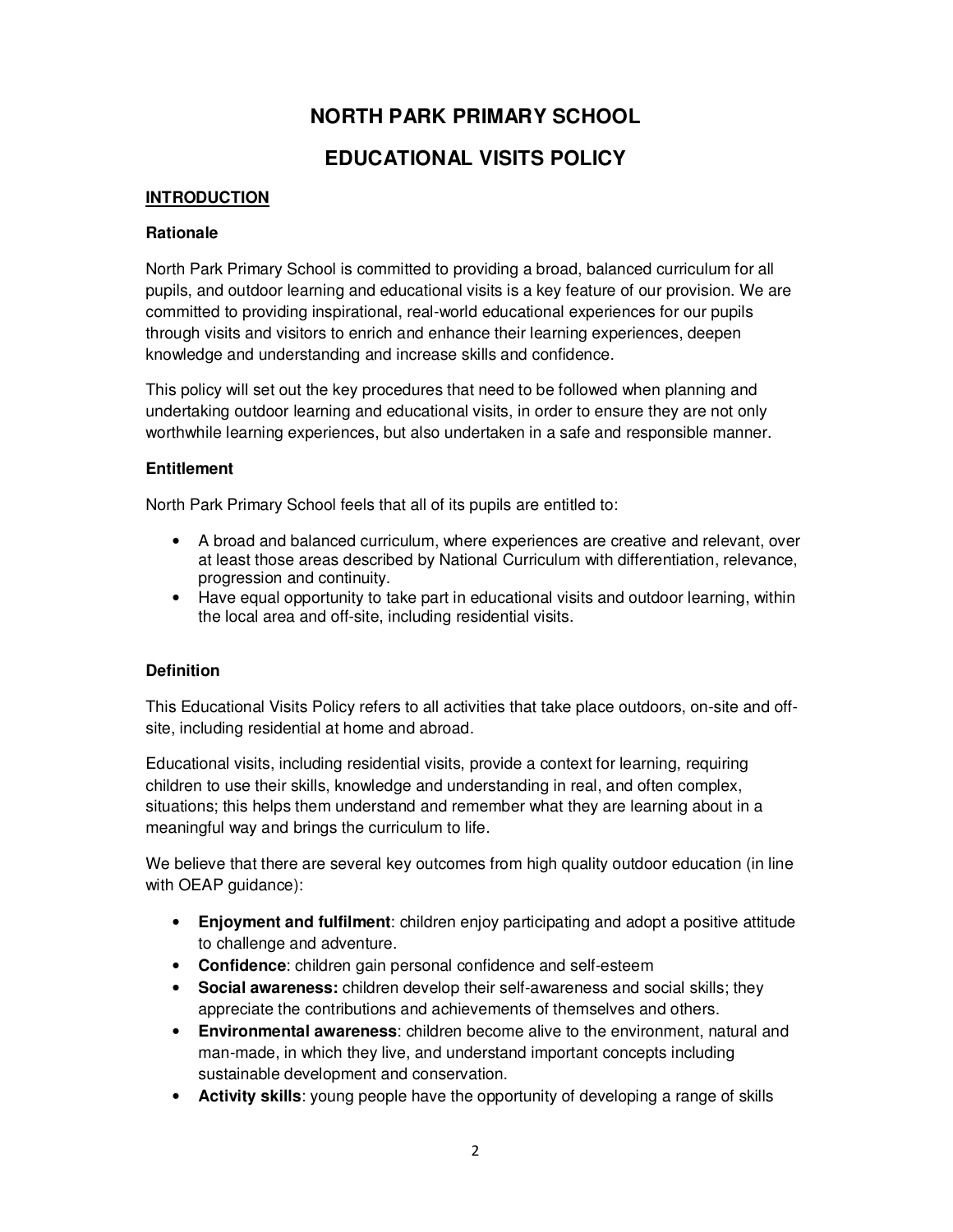# NORTH PARK PRIMARY SCHOOL

# EDUCATIONAL VISITS POLICY

## INTRODUCTION

### Rationale

North Park Primary School is committed to providing a broad, balanced curriculum for all pupils, and outdoor learning and educational visits is a key feature of our provision. We are committed to providing inspirational, real-world educational experiences for our pupils through visits and visitors to enrich and enhance their learning experiences, deepen knowledge and understanding and increase skills and confidence.

This policy will set out the key procedures that need to be followed when planning and undertaking outdoor learning and educational visits, in order to ensure they are not only worthwhile learning experiences, but also undertaken in a safe and responsible manner.

### Entitlement

North Park Primary School feels that all of its pupils are entitled to:

- A broad and balanced curriculum, where experiences are creative and relevant, over at least those areas described by National Curriculum with differentiation, relevance, progression and continuity.
- Have equal opportunity to take part in educational visits and outdoor learning, within the local area and off-site, including residential visits.

### Definition

This Educational Visits Policy refers to all activities that take place outdoors, on-site and off-site, including residential at home and abroad.

Educational visits, including residential visits, provide a context for learning, requiring children to use their skills, knowledge and understanding in real, and often complex, situations; this helps them understand and remember what they are learning about in a meaningful way and brings the curriculum to life.

We believe that there are several key outcomes from high quality outdoor education (in line with OEAP guidance):

- **Enjoyment and fulfilment**: children enjoy participating and adopt a positive attitude to challenge and adventure.
- **Confidence**: children gain personal confidence and self-esteem
- **Social awareness:** children develop their self-awareness and social skills; they appreciate the contributions and achievements of themselves and others.
- **Environmental awareness**: children become alive to the environment, natural and man-made, in which they live, and understand important concepts including sustainable development and conservation.
- **Activity skills**: young people have the opportunity of developing a range of skills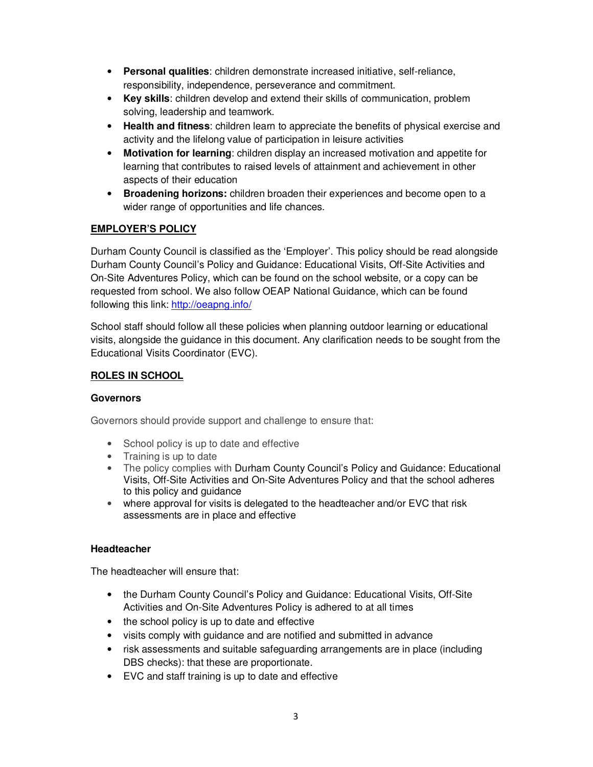- **Personal qualities**: children demonstrate increased initiative, self-reliance, responsibility, independence, perseverance and commitment.
- **Key skills**: children develop and extend their skills of communication, problem solving, leadership and teamwork.
- **Health and fitness**: children learn to appreciate the benefits of physical exercise and activity and the lifelong value of participation in leisure activities
- **Motivation for learning**: children display an increased motivation and appetite for learning that contributes to raised levels of attainment and achievement in other aspects of their education
- **Broadening horizons:** children broaden their experiences and become open to a wider range of opportunities and life chances.

## EMPLOYER'S POLICY

Durham County Council is classified as the 'Employer'. This policy should be read alongside Durham County Council's Policy and Guidance: Educational Visits, Off-Site Activities and On-Site Adventures Policy, which can be found on the school website, or a copy can be requested from school. We also follow OEAP National Guidance, which can be found following this link: [http://oeapng.info/](http://oeapng.info/)

School staff should follow all these policies when planning outdoor learning or educational visits, alongside the guidance in this document. Any clarification needs to be sought from the Educational Visits Coordinator (EVC).

## ROLES IN SCHOOL

### Governors

Governors should provide support and challenge to ensure that:

- School policy is up to date and effective
- Training is up to date
- The policy complies with Durham County Council's Policy and Guidance: Educational Visits, Off-Site Activities and On-Site Adventures Policy and that the school adheres to this policy and guidance
- where approval for visits is delegated to the headteacher and/or EVC that risk assessments are in place and effective

### Headteacher

The headteacher will ensure that:

- the Durham County Council's Policy and Guidance: Educational Visits, Off-Site Activities and On-Site Adventures Policy is adhered to at all times
- the school policy is up to date and effective
- visits comply with guidance and are notified and submitted in advance
- risk assessments and suitable safeguarding arrangements are in place (including DBS checks): that these are proportionate.
- EVC and staff training is up to date and effective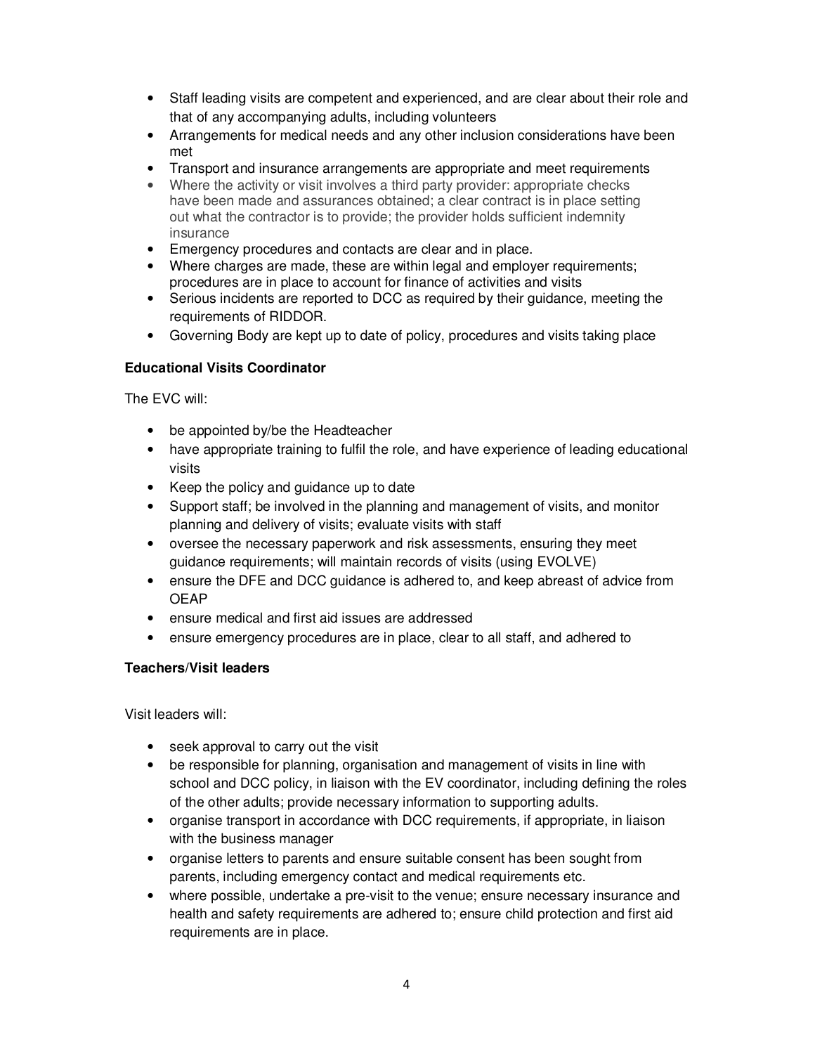- Staff leading visits are competent and experienced, and are clear about their role and that of any accompanying adults, including volunteers
- Arrangements for medical needs and any other inclusion considerations have been met
- Transport and insurance arrangements are appropriate and meet requirements
- Where the activity or visit involves a third party provider: appropriate checks have been made and assurances obtained; a clear contract is in place setting out what the contractor is to provide; the provider holds sufficient indemnity insurance
- Emergency procedures and contacts are clear and in place.
- Where charges are made, these are within legal and employer requirements; procedures are in place to account for finance of activities and visits
- Serious incidents are reported to DCC as required by their guidance, meeting the requirements of RIDDOR.
- Governing Body are kept up to date of policy, procedures and visits taking place

**Educational Visits Coordinator**

The EVC will:

- be appointed by/be the Headteacher
- have appropriate training to fulfil the role, and have experience of leading educational visits
- Keep the policy and guidance up to date
- Support staff; be involved in the planning and management of visits, and monitor planning and delivery of visits; evaluate visits with staff
- oversee the necessary paperwork and risk assessments, ensuring they meet guidance requirements; will maintain records of visits (using EVOLVE)
- ensure the DFE and DCC guidance is adhered to, and keep abreast of advice from OEAP
- ensure medical and first aid issues are addressed
- ensure emergency procedures are in place, clear to all staff, and adhered to

**Teachers/Visit leaders**

Visit leaders will:

- seek approval to carry out the visit
- be responsible for planning, organisation and management of visits in line with school and DCC policy, in liaison with the EV coordinator, including defining the roles of the other adults; provide necessary information to supporting adults.
- organise transport in accordance with DCC requirements, if appropriate, in liaison with the business manager
- organise letters to parents and ensure suitable consent has been sought from parents, including emergency contact and medical requirements etc.
- where possible, undertake a pre-visit to the venue; ensure necessary insurance and health and safety requirements are adhered to; ensure child protection and first aid requirements are in place.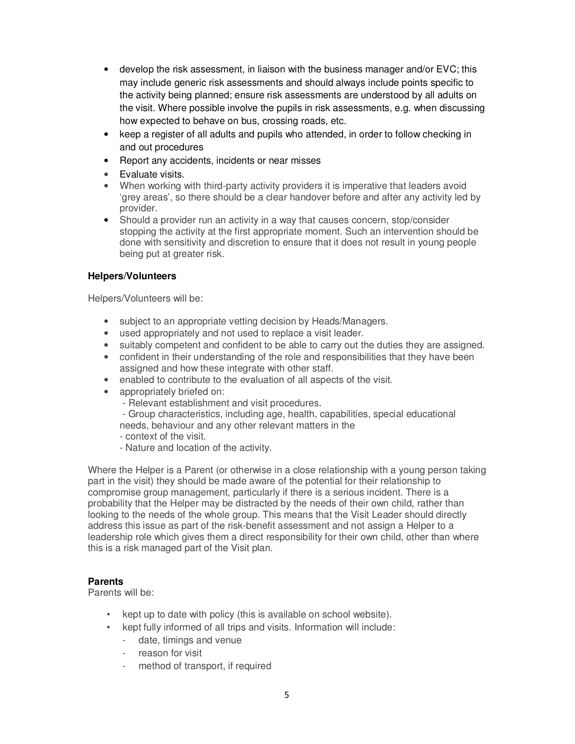- develop the risk assessment, in liaison with the business manager and/or EVC; this may include generic risk assessments and should always include points specific to the activity being planned; ensure risk assessments are understood by all adults on the visit. Where possible involve the pupils in risk assessments, e.g. when discussing how expected to behave on bus, crossing roads, etc.
- keep a register of all adults and pupils who attended, in order to follow checking in and out procedures
- Report any accidents, incidents or near misses
- Evaluate visits.
- When working with third-party activity providers it is imperative that leaders avoid 'grey areas', so there should be a clear handover before and after any activity led by provider.
- Should a provider run an activity in a way that causes concern, stop/consider stopping the activity at the first appropriate moment. Such an intervention should be done with sensitivity and discretion to ensure that it does not result in young people being put at greater risk.

**Helpers/Volunteers**

Helpers/Volunteers will be:

- subject to an appropriate vetting decision by Heads/Managers.
- used appropriately and not used to replace a visit leader.
- suitably competent and confident to be able to carry out the duties they are assigned.
- confident in their understanding of the role and responsibilities that they have been assigned and how these integrate with other staff.
- enabled to contribute to the evaluation of all aspects of the visit.
- appropriately briefed on:
  - Relevant establishment and visit procedures.
  - Group characteristics, including age, health, capabilities, special educational needs, behaviour and any other relevant matters in the
  - context of the visit.
  - Nature and location of the activity.

Where the Helper is a Parent (or otherwise in a close relationship with a young person taking part in the visit) they should be made aware of the potential for their relationship to compromise group management, particularly if there is a serious incident. There is a probability that the Helper may be distracted by the needs of their own child, rather than looking to the needs of the whole group. This means that the Visit Leader should directly address this issue as part of the risk-benefit assessment and not assign a Helper to a leadership role which gives them a direct responsibility for their own child, other than where this is a risk managed part of the Visit plan.

**Parents**

Parents will be:

- kept up to date with policy (this is available on school website).
- kept fully informed of all trips and visits. Information will include:
  - date, timings and venue
  - reason for visit
  - method of transport, if required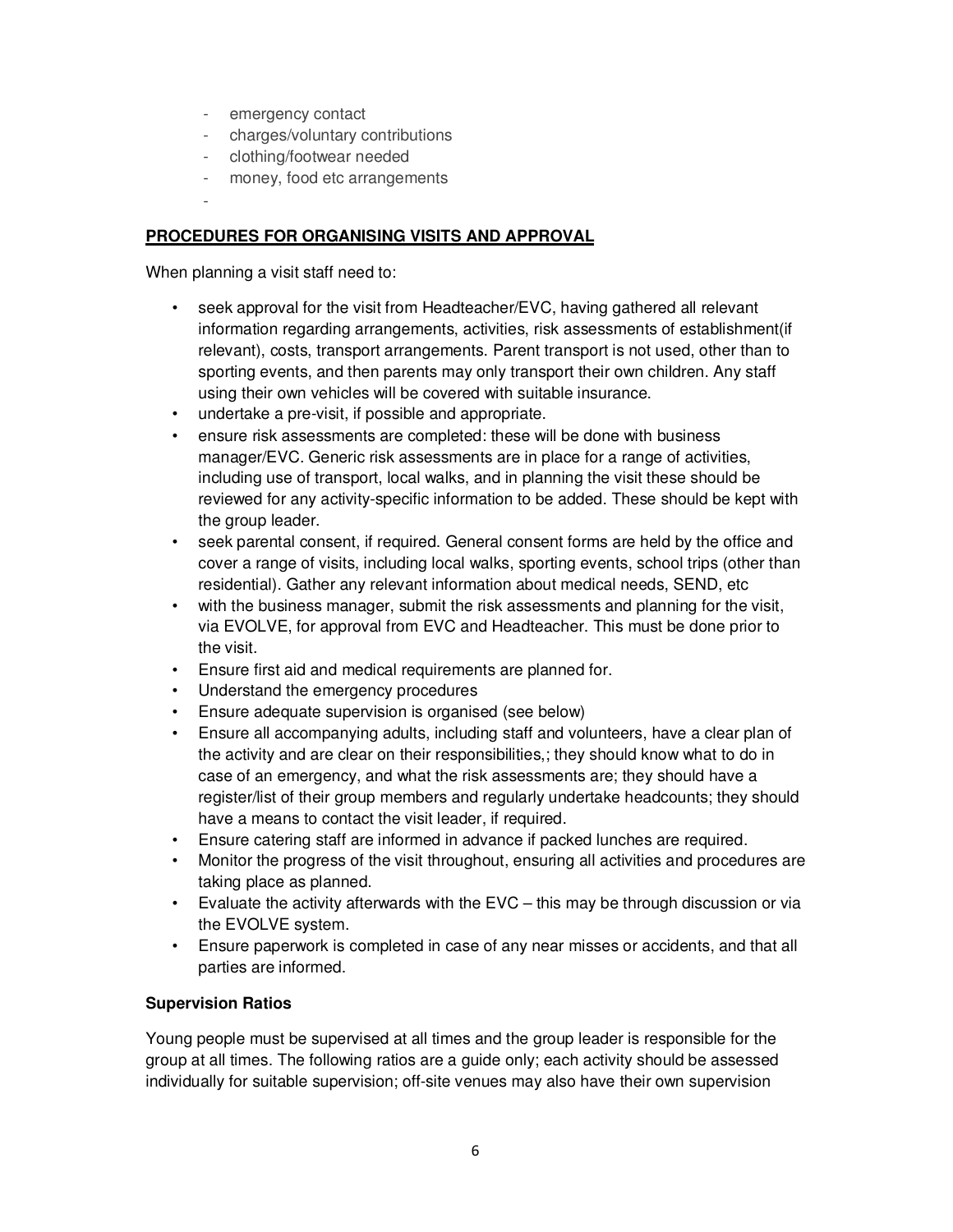- emergency contact
- charges/voluntary contributions
- clothing/footwear needed
- money, food etc arrangements
-

**PROCEDURES FOR ORGANISING VISITS AND APPROVAL**

When planning a visit staff need to:

- seek approval for the visit from Headteacher/EVC, having gathered all relevant information regarding arrangements, activities, risk assessments of establishment(if relevant), costs, transport arrangements. Parent transport is not used, other than to sporting events, and then parents may only transport their own children. Any staff using their own vehicles will be covered with suitable insurance.
- undertake a pre-visit, if possible and appropriate.
- ensure risk assessments are completed: these will be done with business manager/EVC. Generic risk assessments are in place for a range of activities, including use of transport, local walks, and in planning the visit these should be reviewed for any activity-specific information to be added. These should be kept with the group leader.
- seek parental consent, if required. General consent forms are held by the office and cover a range of visits, including local walks, sporting events, school trips (other than residential). Gather any relevant information about medical needs, SEND, etc
- with the business manager, submit the risk assessments and planning for the visit, via EVOLVE, for approval from EVC and Headteacher. This must be done prior to the visit.
- Ensure first aid and medical requirements are planned for.
- Understand the emergency procedures
- Ensure adequate supervision is organised (see below)
- Ensure all accompanying adults, including staff and volunteers, have a clear plan of the activity and are clear on their responsibilities,; they should know what to do in case of an emergency, and what the risk assessments are; they should have a register/list of their group members and regularly undertake headcounts; they should have a means to contact the visit leader, if required.
- Ensure catering staff are informed in advance if packed lunches are required.
- Monitor the progress of the visit throughout, ensuring all activities and procedures are taking place as planned.
- Evaluate the activity afterwards with the EVC – this may be through discussion or via the EVOLVE system.
- Ensure paperwork is completed in case of any near misses or accidents, and that all parties are informed.

**Supervision Ratios**

Young people must be supervised at all times and the group leader is responsible for the group at all times. The following ratios are a guide only; each activity should be assessed individually for suitable supervision; off-site venues may also have their own supervision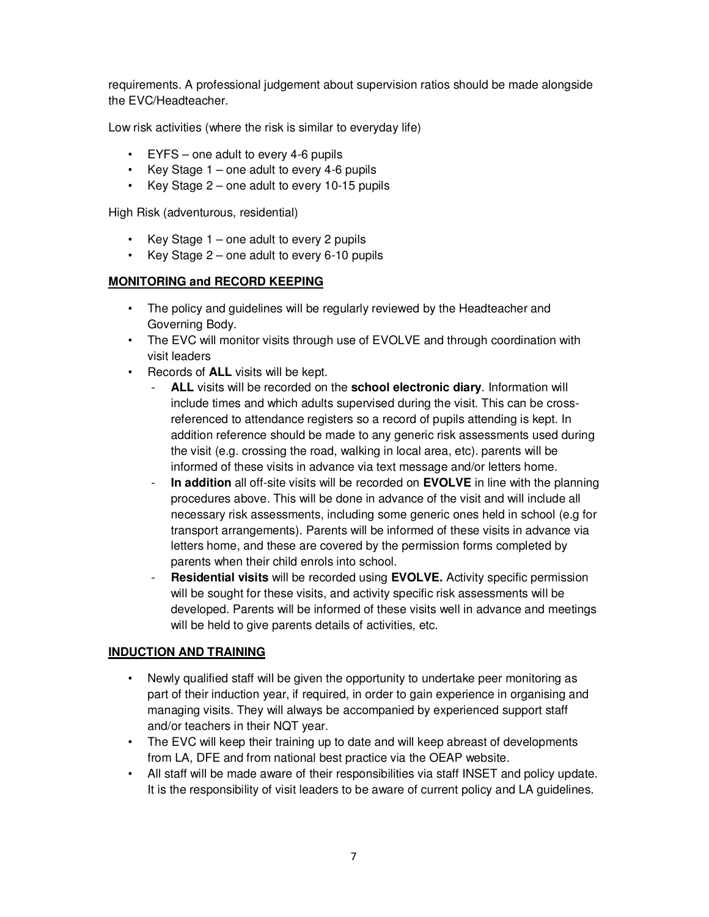requirements. A professional judgement about supervision ratios should be made alongside the EVC/Headteacher.

Low risk activities (where the risk is similar to everyday life)

- EYFS – one adult to every 4-6 pupils
- Key Stage 1 – one adult to every 4-6 pupils
- Key Stage 2 – one adult to every 10-15 pupils

High Risk (adventurous, residential)

- Key Stage 1 – one adult to every 2 pupils
- Key Stage 2 – one adult to every 6-10 pupils

## MONITORING and RECORD KEEPING

- The policy and guidelines will be regularly reviewed by the Headteacher and Governing Body.
- The EVC will monitor visits through use of EVOLVE and through coordination with visit leaders
- Records of **ALL** visits will be kept.
  - **ALL** visits will be recorded on the **school electronic diary**. Information will include times and which adults supervised during the visit. This can be cross-referenced to attendance registers so a record of pupils attending is kept. In addition reference should be made to any generic risk assessments used during the visit (e.g. crossing the road, walking in local area, etc). parents will be informed of these visits in advance via text message and/or letters home.
  - **In addition** all off-site visits will be recorded on **EVOLVE** in line with the planning procedures above. This will be done in advance of the visit and will include all necessary risk assessments, including some generic ones held in school (e.g for transport arrangements). Parents will be informed of these visits in advance via letters home, and these are covered by the permission forms completed by parents when their child enrols into school.
  - **Residential visits** will be recorded using **EVOLVE.** Activity specific permission will be sought for these visits, and activity specific risk assessments will be developed. Parents will be informed of these visits well in advance and meetings will be held to give parents details of activities, etc.

## INDUCTION AND TRAINING

- Newly qualified staff will be given the opportunity to undertake peer monitoring as part of their induction year, if required, in order to gain experience in organising and managing visits. They will always be accompanied by experienced support staff and/or teachers in their NQT year.
- The EVC will keep their training up to date and will keep abreast of developments from LA, DFE and from national best practice via the OEAP website.
- All staff will be made aware of their responsibilities via staff INSET and policy update. It is the responsibility of visit leaders to be aware of current policy and LA guidelines.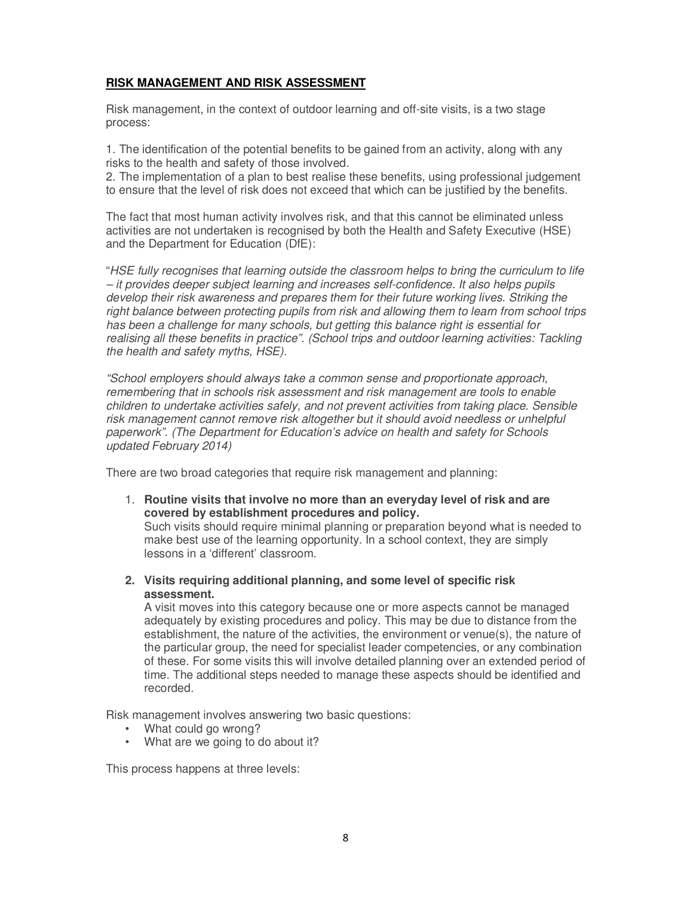## **RISK MANAGEMENT AND RISK ASSESSMENT**

Risk management, in the context of outdoor learning and off-site visits, is a two stage process:

1. The identification of the potential benefits to be gained from an activity, along with any risks to the health and safety of those involved.
2. The implementation of a plan to best realise these benefits, using professional judgement to ensure that the level of risk does not exceed that which can be justified by the benefits.

The fact that most human activity involves risk, and that this cannot be eliminated unless activities are not undertaken is recognised by both the Health and Safety Executive (HSE) and the Department for Education (DfE):

"*HSE fully recognises that learning outside the classroom helps to bring the curriculum to life – it provides deeper subject learning and increases self-confidence. It also helps pupils develop their risk awareness and prepares them for their future working lives. Striking the right balance between protecting pupils from risk and allowing them to learn from school trips has been a challenge for many schools, but getting this balance right is essential for realising all these benefits in practice". (School trips and outdoor learning activities: Tackling the health and safety myths, HSE).*

*"School employers should always take a common sense and proportionate approach, remembering that in schools risk assessment and risk management are tools to enable children to undertake activities safely, and not prevent activities from taking place. Sensible risk management cannot remove risk altogether but it should avoid needless or unhelpful paperwork". (The Department for Education's advice on health and safety for Schools updated February 2014)*

There are two broad categories that require risk management and planning:

1. **Routine visits that involve no more than an everyday level of risk and are covered by establishment procedures and policy.**
   Such visits should require minimal planning or preparation beyond what is needed to make best use of the learning opportunity. In a school context, they are simply lessons in a 'different' classroom.

2. **Visits requiring additional planning, and some level of specific risk assessment.**
   A visit moves into this category because one or more aspects cannot be managed adequately by existing procedures and policy. This may be due to distance from the establishment, the nature of the activities, the environment or venue(s), the nature of the particular group, the need for specialist leader competencies, or any combination of these. For some visits this will involve detailed planning over an extended period of time. The additional steps needed to manage these aspects should be identified and recorded.

Risk management involves answering two basic questions:

- What could go wrong?
- What are we going to do about it?

This process happens at three levels: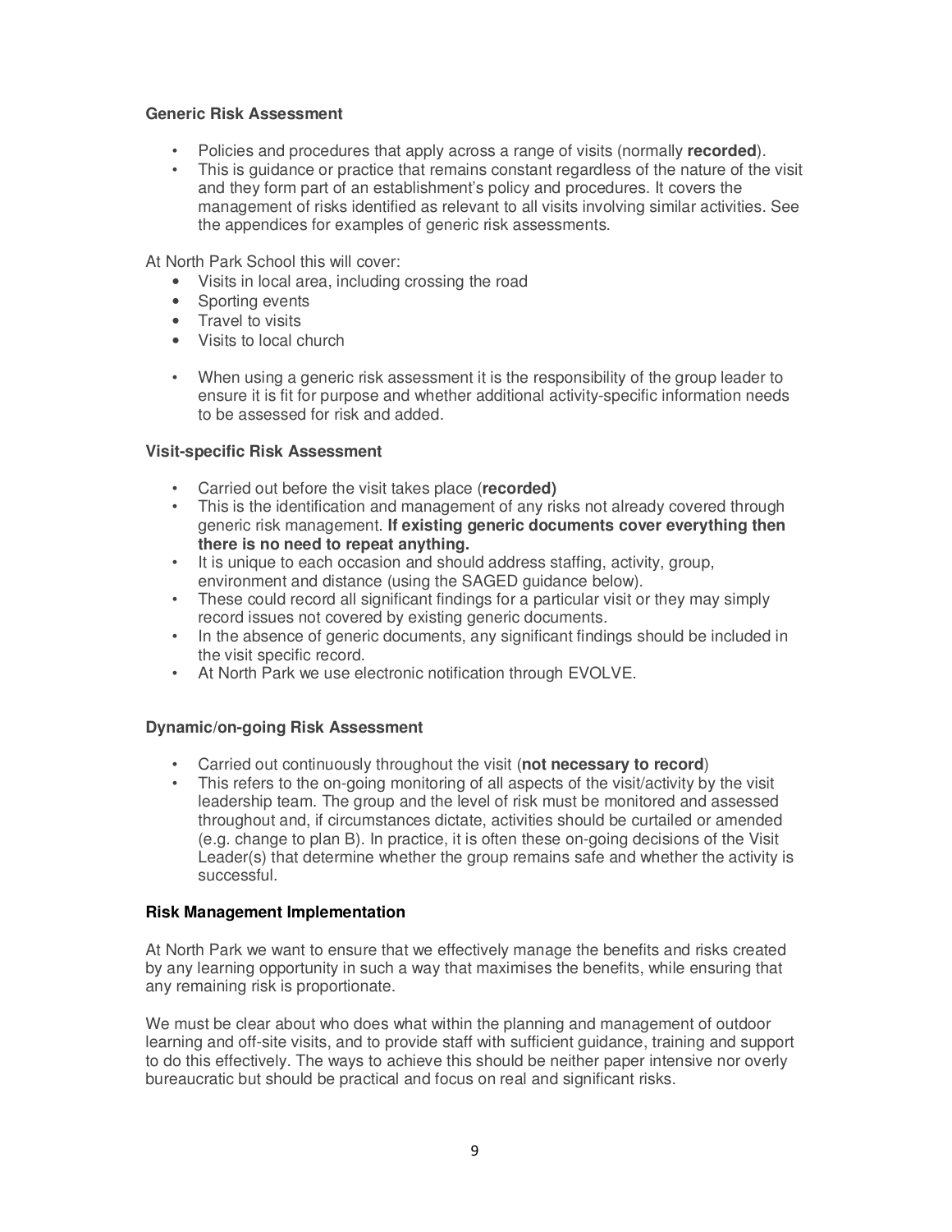### Generic Risk Assessment

- Policies and procedures that apply across a range of visits (normally **recorded**).
- This is guidance or practice that remains constant regardless of the nature of the visit and they form part of an establishment's policy and procedures. It covers the management of risks identified as relevant to all visits involving similar activities. See the appendices for examples of generic risk assessments.

At North Park School this will cover:

- Visits in local area, including crossing the road
- Sporting events
- Travel to visits
- Visits to local church

- When using a generic risk assessment it is the responsibility of the group leader to ensure it is fit for purpose and whether additional activity-specific information needs to be assessed for risk and added.

### Visit-specific Risk Assessment

- Carried out before the visit takes place (**recorded)**
- This is the identification and management of any risks not already covered through generic risk management. **If existing generic documents cover everything then there is no need to repeat anything.**
- It is unique to each occasion and should address staffing, activity, group, environment and distance (using the SAGED guidance below).
- These could record all significant findings for a particular visit or they may simply record issues not covered by existing generic documents.
- In the absence of generic documents, any significant findings should be included in the visit specific record.
- At North Park we use electronic notification through EVOLVE.

### Dynamic/on-going Risk Assessment

- Carried out continuously throughout the visit (**not necessary to record**)
- This refers to the on-going monitoring of all aspects of the visit/activity by the visit leadership team. The group and the level of risk must be monitored and assessed throughout and, if circumstances dictate, activities should be curtailed or amended (e.g. change to plan B). In practice, it is often these on-going decisions of the Visit Leader(s) that determine whether the group remains safe and whether the activity is successful.

### Risk Management Implementation

At North Park we want to ensure that we effectively manage the benefits and risks created by any learning opportunity in such a way that maximises the benefits, while ensuring that any remaining risk is proportionate.

We must be clear about who does what within the planning and management of outdoor learning and off-site visits, and to provide staff with sufficient guidance, training and support to do this effectively. The ways to achieve this should be neither paper intensive nor overly bureaucratic but should be practical and focus on real and significant risks.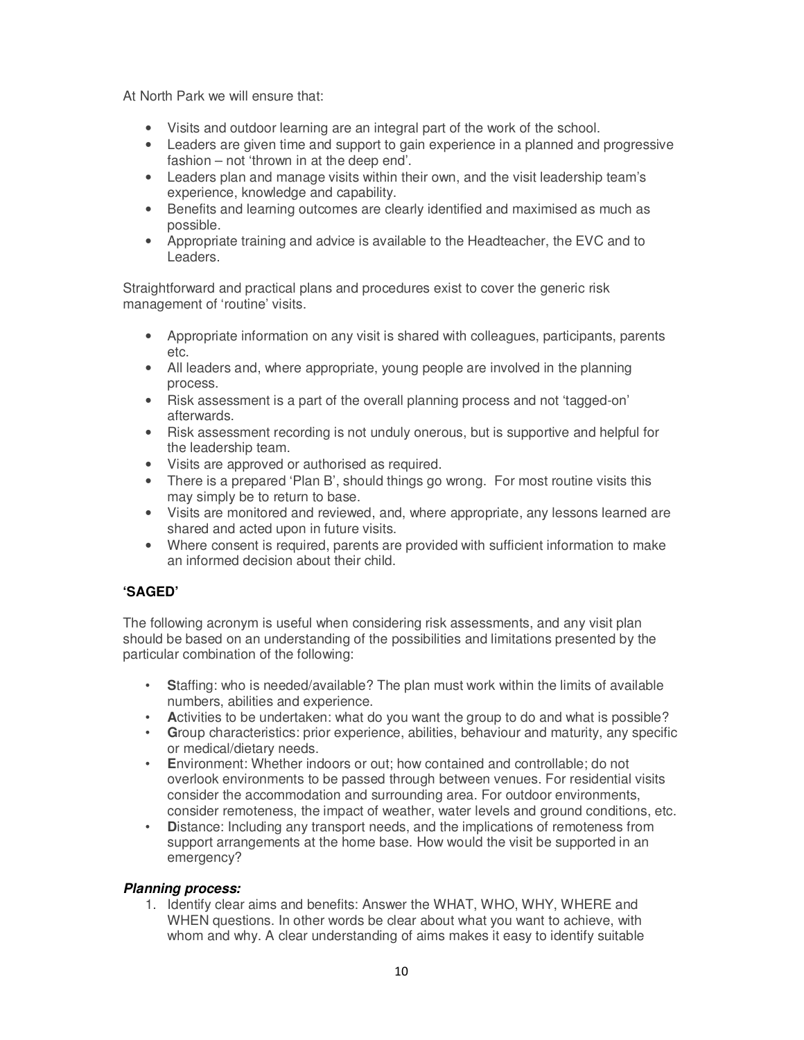At North Park we will ensure that:

- Visits and outdoor learning are an integral part of the work of the school.
- Leaders are given time and support to gain experience in a planned and progressive fashion – not 'thrown in at the deep end'.
- Leaders plan and manage visits within their own, and the visit leadership team's experience, knowledge and capability.
- Benefits and learning outcomes are clearly identified and maximised as much as possible.
- Appropriate training and advice is available to the Headteacher, the EVC and to Leaders.

Straightforward and practical plans and procedures exist to cover the generic risk management of 'routine' visits.

- Appropriate information on any visit is shared with colleagues, participants, parents etc.
- All leaders and, where appropriate, young people are involved in the planning process.
- Risk assessment is a part of the overall planning process and not 'tagged-on' afterwards.
- Risk assessment recording is not unduly onerous, but is supportive and helpful for the leadership team.
- Visits are approved or authorised as required.
- There is a prepared 'Plan B', should things go wrong. For most routine visits this may simply be to return to base.
- Visits are monitored and reviewed, and, where appropriate, any lessons learned are shared and acted upon in future visits.
- Where consent is required, parents are provided with sufficient information to make an informed decision about their child.

**'SAGED'**

The following acronym is useful when considering risk assessments, and any visit plan should be based on an understanding of the possibilities and limitations presented by the particular combination of the following:

- **S**taffing: who is needed/available? The plan must work within the limits of available numbers, abilities and experience.
- **A**ctivities to be undertaken: what do you want the group to do and what is possible?
- **G**roup characteristics: prior experience, abilities, behaviour and maturity, any specific or medical/dietary needs.
- **E**nvironment: Whether indoors or out; how contained and controllable; do not overlook environments to be passed through between venues. For residential visits consider the accommodation and surrounding area. For outdoor environments, consider remoteness, the impact of weather, water levels and ground conditions, etc.
- **D**istance: Including any transport needs, and the implications of remoteness from support arrangements at the home base. How would the visit be supported in an emergency?

***Planning process:***

1. Identify clear aims and benefits: Answer the WHAT, WHO, WHY, WHERE and WHEN questions. In other words be clear about what you want to achieve, with whom and why. A clear understanding of aims makes it easy to identify suitable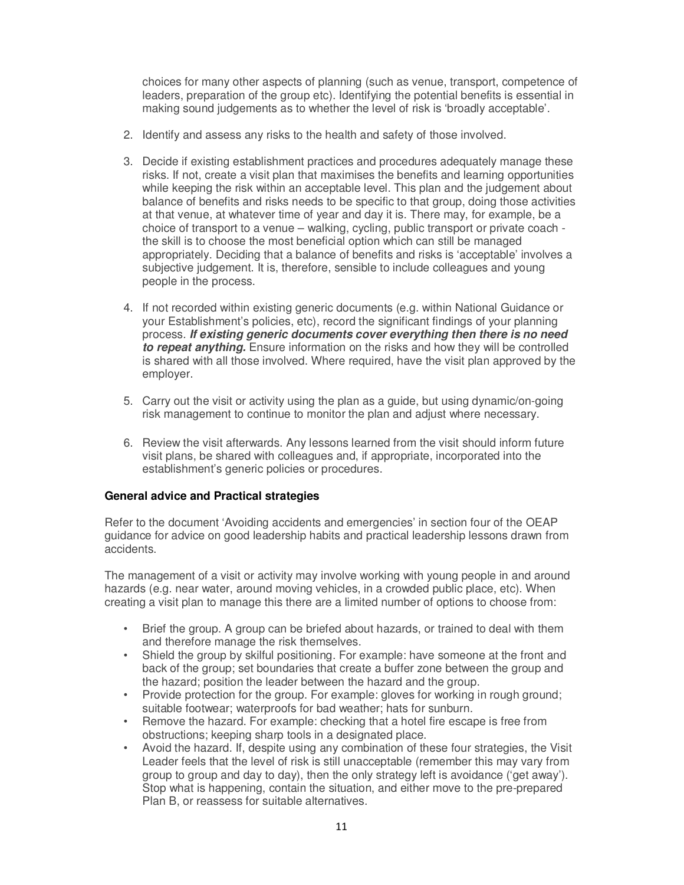choices for many other aspects of planning (such as venue, transport, competence of leaders, preparation of the group etc). Identifying the potential benefits is essential in making sound judgements as to whether the level of risk is 'broadly acceptable'.

2. Identify and assess any risks to the health and safety of those involved.

3. Decide if existing establishment practices and procedures adequately manage these risks. If not, create a visit plan that maximises the benefits and learning opportunities while keeping the risk within an acceptable level. This plan and the judgement about balance of benefits and risks needs to be specific to that group, doing those activities at that venue, at whatever time of year and day it is. There may, for example, be a choice of transport to a venue – walking, cycling, public transport or private coach - the skill is to choose the most beneficial option which can still be managed appropriately. Deciding that a balance of benefits and risks is 'acceptable' involves a subjective judgement. It is, therefore, sensible to include colleagues and young people in the process.

4. If not recorded within existing generic documents (e.g. within National Guidance or your Establishment's policies, etc), record the significant findings of your planning process. ***If existing generic documents cover everything then there is no need to repeat anything.*** Ensure information on the risks and how they will be controlled is shared with all those involved. Where required, have the visit plan approved by the employer.

5. Carry out the visit or activity using the plan as a guide, but using dynamic/on-going risk management to continue to monitor the plan and adjust where necessary.

6. Review the visit afterwards. Any lessons learned from the visit should inform future visit plans, be shared with colleagues and, if appropriate, incorporated into the establishment's generic policies or procedures.

**General advice and Practical strategies**

Refer to the document 'Avoiding accidents and emergencies' in section four of the OEAP guidance for advice on good leadership habits and practical leadership lessons drawn from accidents.

The management of a visit or activity may involve working with young people in and around hazards (e.g. near water, around moving vehicles, in a crowded public place, etc). When creating a visit plan to manage this there are a limited number of options to choose from:

- Brief the group. A group can be briefed about hazards, or trained to deal with them and therefore manage the risk themselves.
- Shield the group by skilful positioning. For example: have someone at the front and back of the group; set boundaries that create a buffer zone between the group and the hazard; position the leader between the hazard and the group.
- Provide protection for the group. For example: gloves for working in rough ground; suitable footwear; waterproofs for bad weather; hats for sunburn.
- Remove the hazard. For example: checking that a hotel fire escape is free from obstructions; keeping sharp tools in a designated place.
- Avoid the hazard. If, despite using any combination of these four strategies, the Visit Leader feels that the level of risk is still unacceptable (remember this may vary from group to group and day to day), then the only strategy left is avoidance ('get away'). Stop what is happening, contain the situation, and either move to the pre-prepared Plan B, or reassess for suitable alternatives.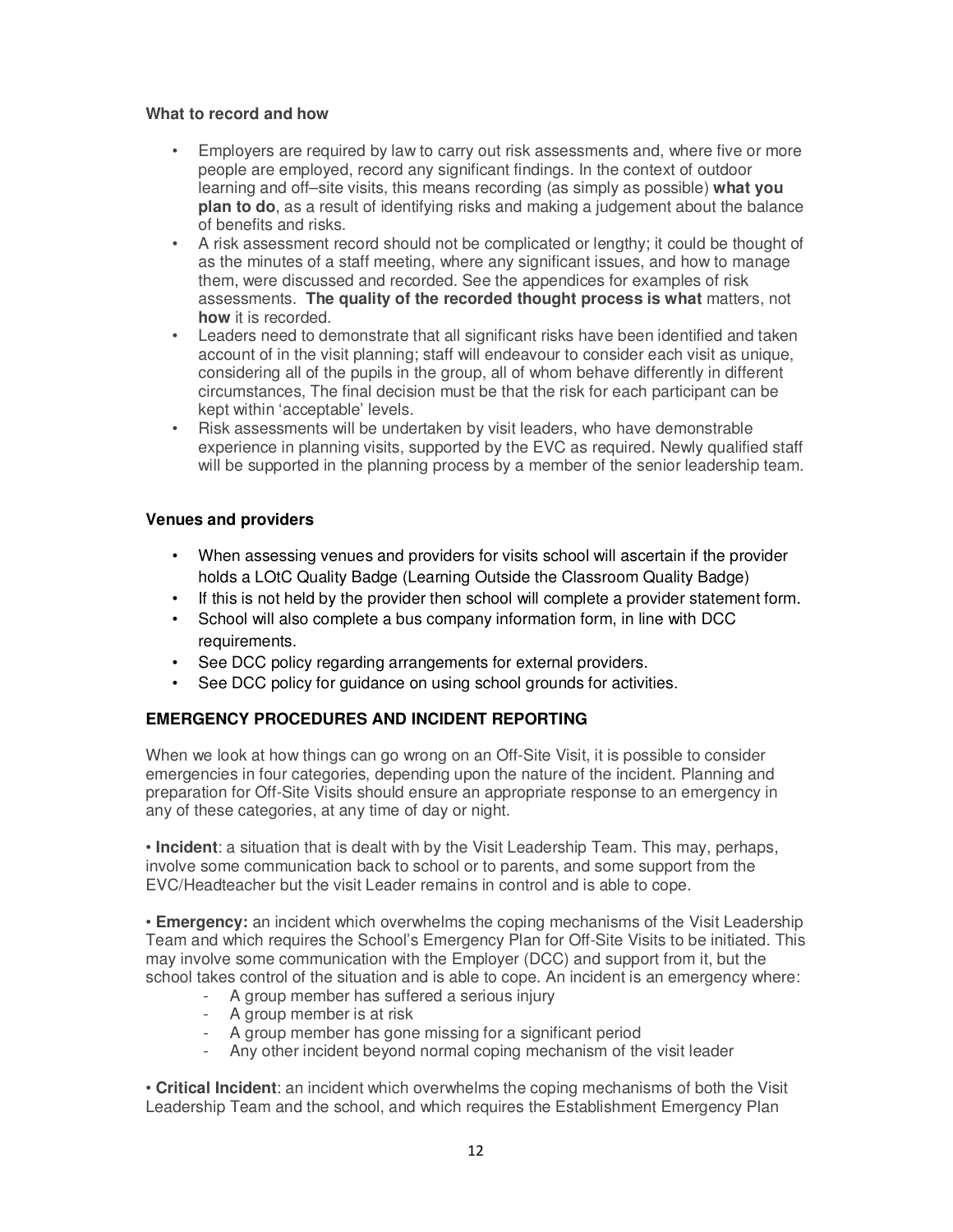**What to record and how**

- Employers are required by law to carry out risk assessments and, where five or more people are employed, record any significant findings. In the context of outdoor learning and off–site visits, this means recording (as simply as possible) **what you plan to do**, as a result of identifying risks and making a judgement about the balance of benefits and risks.
- A risk assessment record should not be complicated or lengthy; it could be thought of as the minutes of a staff meeting, where any significant issues, and how to manage them, were discussed and recorded. See the appendices for examples of risk assessments. **The quality of the recorded thought process is what** matters, not **how** it is recorded.
- Leaders need to demonstrate that all significant risks have been identified and taken account of in the visit planning; staff will endeavour to consider each visit as unique, considering all of the pupils in the group, all of whom behave differently in different circumstances, The final decision must be that the risk for each participant can be kept within 'acceptable' levels.
- Risk assessments will be undertaken by visit leaders, who have demonstrable experience in planning visits, supported by the EVC as required. Newly qualified staff will be supported in the planning process by a member of the senior leadership team.

**Venues and providers**

- When assessing venues and providers for visits school will ascertain if the provider holds a LOtC Quality Badge (Learning Outside the Classroom Quality Badge)
- If this is not held by the provider then school will complete a provider statement form.
- School will also complete a bus company information form, in line with DCC requirements.
- See DCC policy regarding arrangements for external providers.
- See DCC policy for guidance on using school grounds for activities.

**EMERGENCY PROCEDURES AND INCIDENT REPORTING**

When we look at how things can go wrong on an Off-Site Visit, it is possible to consider emergencies in four categories, depending upon the nature of the incident. Planning and preparation for Off-Site Visits should ensure an appropriate response to an emergency in any of these categories, at any time of day or night.

• **Incident**: a situation that is dealt with by the Visit Leadership Team. This may, perhaps, involve some communication back to school or to parents, and some support from the EVC/Headteacher but the visit Leader remains in control and is able to cope.

• **Emergency:** an incident which overwhelms the coping mechanisms of the Visit Leadership Team and which requires the School's Emergency Plan for Off-Site Visits to be initiated. This may involve some communication with the Employer (DCC) and support from it, but the school takes control of the situation and is able to cope. An incident is an emergency where:

- A group member has suffered a serious injury
- A group member is at risk
- A group member has gone missing for a significant period
- Any other incident beyond normal coping mechanism of the visit leader

• **Critical Incident**: an incident which overwhelms the coping mechanisms of both the Visit Leadership Team and the school, and which requires the Establishment Emergency Plan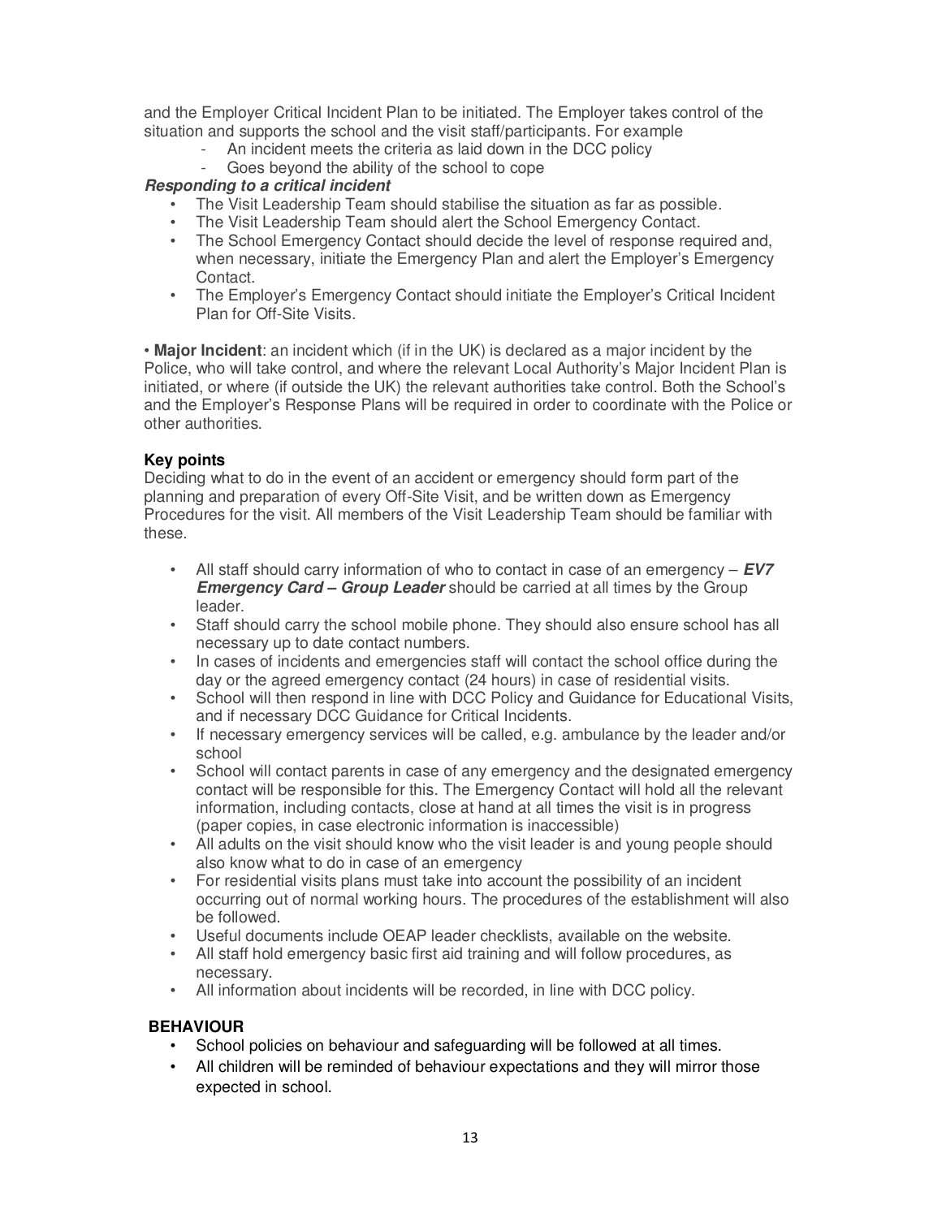and the Employer Critical Incident Plan to be initiated. The Employer takes control of the situation and supports the school and the visit staff/participants. For example

- An incident meets the criteria as laid down in the DCC policy
- Goes beyond the ability of the school to cope

***Responding to a critical incident***

- The Visit Leadership Team should stabilise the situation as far as possible.
- The Visit Leadership Team should alert the School Emergency Contact.
- The School Emergency Contact should decide the level of response required and, when necessary, initiate the Emergency Plan and alert the Employer's Emergency Contact.
- The Employer's Emergency Contact should initiate the Employer's Critical Incident Plan for Off-Site Visits.

• **Major Incident**: an incident which (if in the UK) is declared as a major incident by the Police, who will take control, and where the relevant Local Authority's Major Incident Plan is initiated, or where (if outside the UK) the relevant authorities take control. Both the School's and the Employer's Response Plans will be required in order to coordinate with the Police or other authorities.

**Key points**

Deciding what to do in the event of an accident or emergency should form part of the planning and preparation of every Off-Site Visit, and be written down as Emergency Procedures for the visit. All members of the Visit Leadership Team should be familiar with these.

- All staff should carry information of who to contact in case of an emergency – ***EV7 Emergency Card – Group Leader*** should be carried at all times by the Group leader.
- Staff should carry the school mobile phone. They should also ensure school has all necessary up to date contact numbers.
- In cases of incidents and emergencies staff will contact the school office during the day or the agreed emergency contact (24 hours) in case of residential visits.
- School will then respond in line with DCC Policy and Guidance for Educational Visits, and if necessary DCC Guidance for Critical Incidents.
- If necessary emergency services will be called, e.g. ambulance by the leader and/or school
- School will contact parents in case of any emergency and the designated emergency contact will be responsible for this. The Emergency Contact will hold all the relevant information, including contacts, close at hand at all times the visit is in progress (paper copies, in case electronic information is inaccessible)
- All adults on the visit should know who the visit leader is and young people should also know what to do in case of an emergency
- For residential visits plans must take into account the possibility of an incident occurring out of normal working hours. The procedures of the establishment will also be followed.
- Useful documents include OEAP leader checklists, available on the website.
- All staff hold emergency basic first aid training and will follow procedures, as necessary.
- All information about incidents will be recorded, in line with DCC policy.

**BEHAVIOUR**

- School policies on behaviour and safeguarding will be followed at all times.
- All children will be reminded of behaviour expectations and they will mirror those expected in school.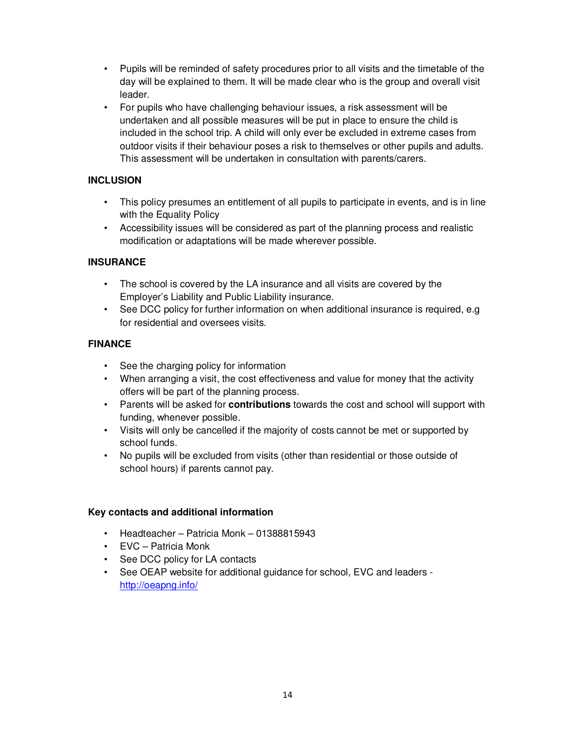- Pupils will be reminded of safety procedures prior to all visits and the timetable of the day will be explained to them. It will be made clear who is the group and overall visit leader.
- For pupils who have challenging behaviour issues, a risk assessment will be undertaken and all possible measures will be put in place to ensure the child is included in the school trip. A child will only ever be excluded in extreme cases from outdoor visits if their behaviour poses a risk to themselves or other pupils and adults. This assessment will be undertaken in consultation with parents/carers.

**INCLUSION**

- This policy presumes an entitlement of all pupils to participate in events, and is in line with the Equality Policy
- Accessibility issues will be considered as part of the planning process and realistic modification or adaptations will be made wherever possible.

**INSURANCE**

- The school is covered by the LA insurance and all visits are covered by the Employer's Liability and Public Liability insurance.
- See DCC policy for further information on when additional insurance is required, e.g for residential and oversees visits.

**FINANCE**

- See the charging policy for information
- When arranging a visit, the cost effectiveness and value for money that the activity offers will be part of the planning process.
- Parents will be asked for **contributions** towards the cost and school will support with funding, whenever possible.
- Visits will only be cancelled if the majority of costs cannot be met or supported by school funds.
- No pupils will be excluded from visits (other than residential or those outside of school hours) if parents cannot pay.

**Key contacts and additional information**

- Headteacher – Patricia Monk – 01388815943
- EVC – Patricia Monk
- See DCC policy for LA contacts
- See OEAP website for additional guidance for school, EVC and leaders - [http://oeapng.info/](http://oeapng.info/)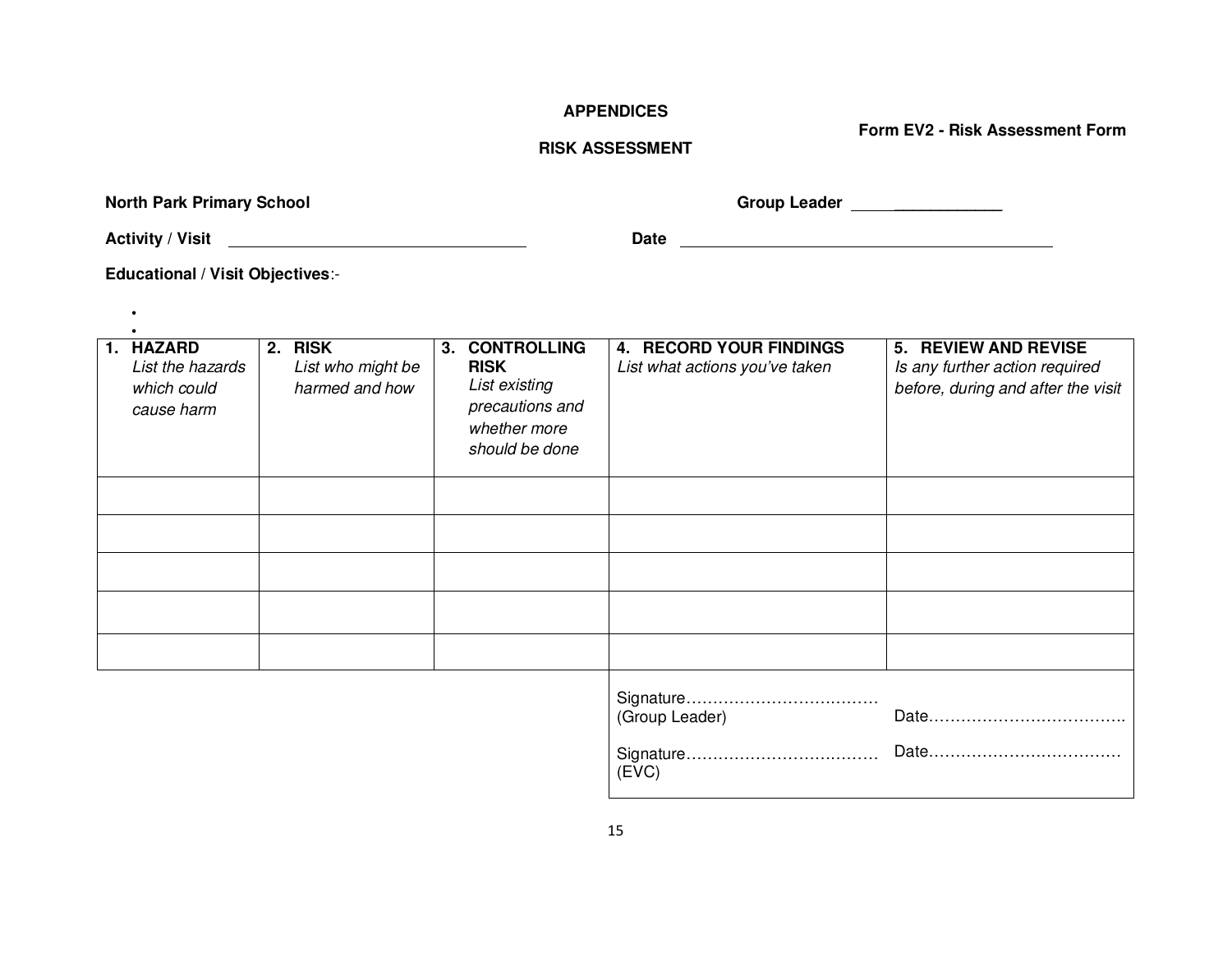**APPENDICES**

**Form EV2 - Risk Assessment Form**

**RISK ASSESSMENT**

**North Park Primary School** **Group Leader** ____________

**Activity / Visit** ________________________________ **Date** ____________________________________________

**Educational / Visit Objectives**:-

- 
- 

| 1. **HAZARD** *List the hazards which could cause harm* | 2. **RISK** *List who might be harmed and how* | 3. **CONTROLLING RISK** *List existing precautions and whether more should be done* | 4. **RECORD YOUR FINDINGS** *List what actions you've taken* | 5. **REVIEW AND REVISE** *Is any further action required before, during and after the visit* |
|---|---|---|---|---|
| | | | | |
| | | | | |
| | | | | |
| | | | | |
| | | | | |

| | |
|---|---|
| Signature……………………………… (Group Leader) | Date………………………………. |
| Signature……………………………… (EVC) | Date……………………………… |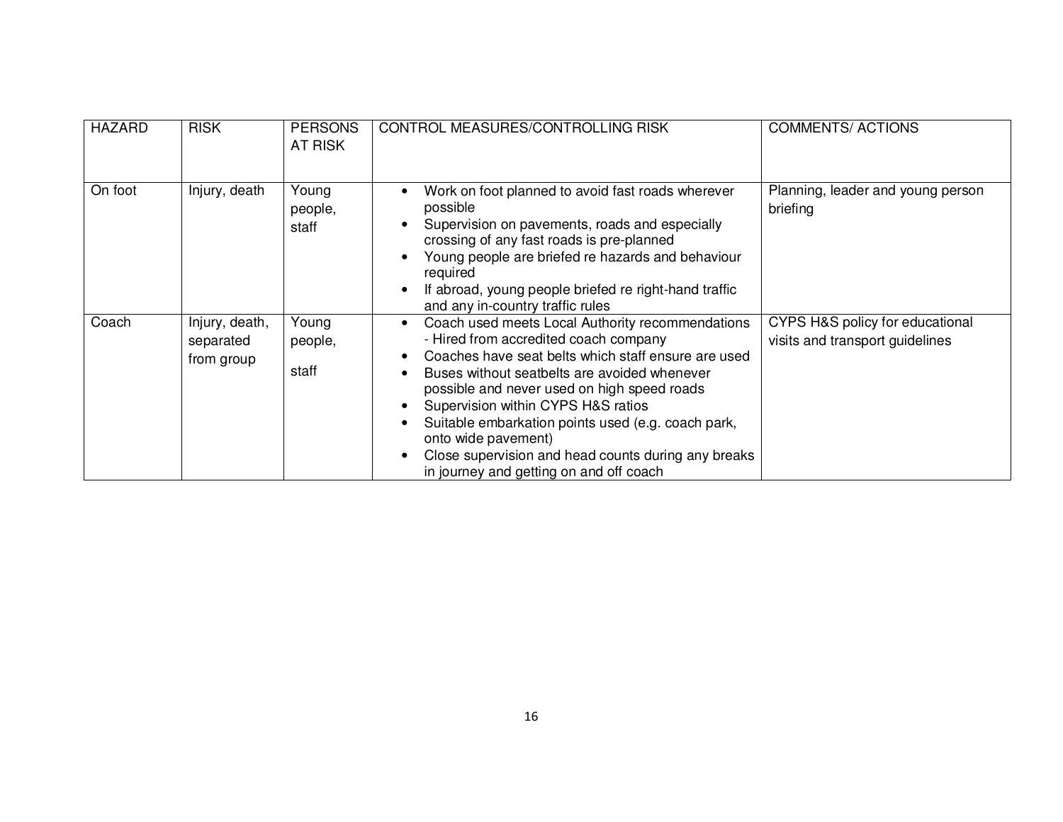| HAZARD | RISK | PERSONS AT RISK | CONTROL MEASURES/CONTROLLING RISK | COMMENTS/ ACTIONS |
|---|---|---|---|---|
| On foot | Injury, death | Young people, staff | • Work on foot planned to avoid fast roads wherever possible<br>• Supervision on pavements, roads and especially crossing of any fast roads is pre-planned<br>• Young people are briefed re hazards and behaviour required<br>• If abroad, young people briefed re right-hand traffic and any in-country traffic rules | Planning, leader and young person briefing |
| Coach | Injury, death, separated from group | Young people, staff | • Coach used meets Local Authority recommendations - Hired from accredited coach company<br>• Coaches have seat belts which staff ensure are used<br>• Buses without seatbelts are avoided whenever possible and never used on high speed roads<br>• Supervision within CYPS H&S ratios<br>• Suitable embarkation points used (e.g. coach park, onto wide pavement)<br>• Close supervision and head counts during any breaks in journey and getting on and off coach | CYPS H&S policy for educational visits and transport guidelines |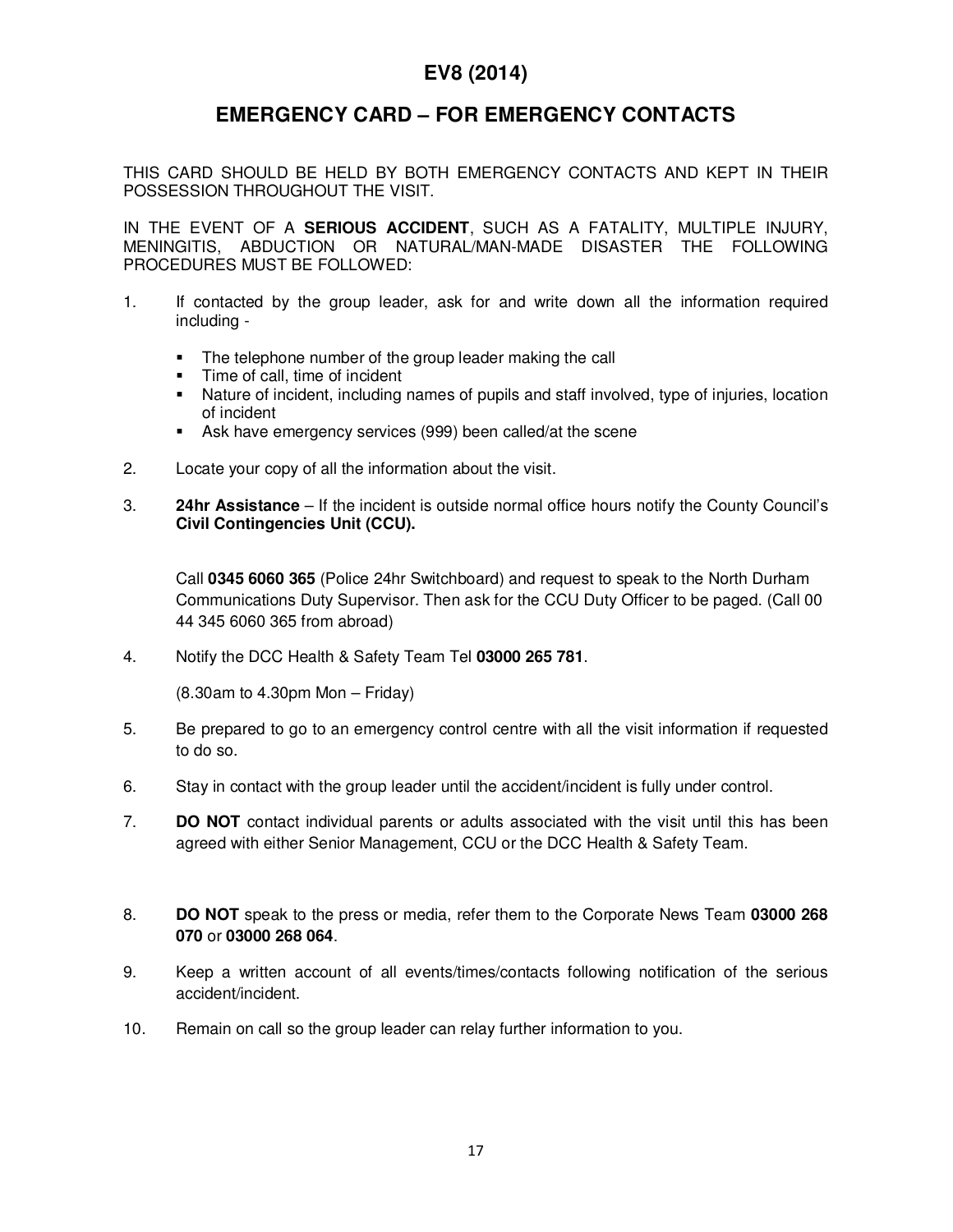# EV8 (2014)

## EMERGENCY CARD – FOR EMERGENCY CONTACTS

THIS CARD SHOULD BE HELD BY BOTH EMERGENCY CONTACTS AND KEPT IN THEIR POSSESSION THROUGHOUT THE VISIT.

IN THE EVENT OF A **SERIOUS ACCIDENT**, SUCH AS A FATALITY, MULTIPLE INJURY, MENINGITIS, ABDUCTION OR NATURAL/MAN-MADE DISASTER THE FOLLOWING PROCEDURES MUST BE FOLLOWED:

1. If contacted by the group leader, ask for and write down all the information required including -
   - The telephone number of the group leader making the call
   - Time of call, time of incident
   - Nature of incident, including names of pupils and staff involved, type of injuries, location of incident
   - Ask have emergency services (999) been called/at the scene

2. Locate your copy of all the information about the visit.

3. **24hr Assistance** – If the incident is outside normal office hours notify the County Council's **Civil Contingencies Unit (CCU).**

   Call **0345 6060 365** (Police 24hr Switchboard) and request to speak to the North Durham Communications Duty Supervisor. Then ask for the CCU Duty Officer to be paged. (Call 00 44 345 6060 365 from abroad)

4. Notify the DCC Health & Safety Team Tel **03000 265 781**.

   (8.30am to 4.30pm Mon – Friday)

5. Be prepared to go to an emergency control centre with all the visit information if requested to do so.

6. Stay in contact with the group leader until the accident/incident is fully under control.

7. **DO NOT** contact individual parents or adults associated with the visit until this has been agreed with either Senior Management, CCU or the DCC Health & Safety Team.

8. **DO NOT** speak to the press or media, refer them to the Corporate News Team **03000 268 070** or **03000 268 064**.

9. Keep a written account of all events/times/contacts following notification of the serious accident/incident.

10. Remain on call so the group leader can relay further information to you.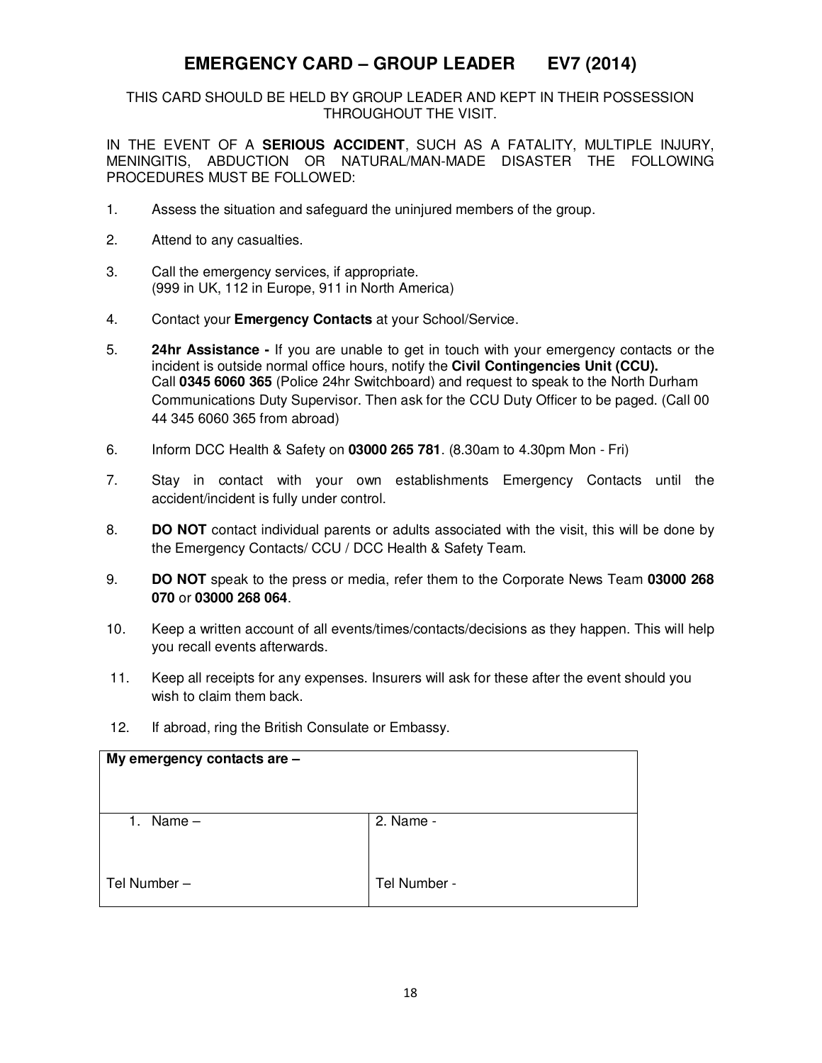# EMERGENCY CARD – GROUP LEADER EV7 (2014)

THIS CARD SHOULD BE HELD BY GROUP LEADER AND KEPT IN THEIR POSSESSION THROUGHOUT THE VISIT.

IN THE EVENT OF A **SERIOUS ACCIDENT**, SUCH AS A FATALITY, MULTIPLE INJURY, MENINGITIS, ABDUCTION OR NATURAL/MAN-MADE DISASTER THE FOLLOWING PROCEDURES MUST BE FOLLOWED:

1. Assess the situation and safeguard the uninjured members of the group.
2. Attend to any casualties.
3. Call the emergency services, if appropriate.
   (999 in UK, 112 in Europe, 911 in North America)
4. Contact your **Emergency Contacts** at your School/Service.
5. **24hr Assistance -** If you are unable to get in touch with your emergency contacts or the incident is outside normal office hours, notify the **Civil Contingencies Unit (CCU).** Call **0345 6060 365** (Police 24hr Switchboard) and request to speak to the North Durham Communications Duty Supervisor. Then ask for the CCU Duty Officer to be paged. (Call 00 44 345 6060 365 from abroad)
6. Inform DCC Health & Safety on **03000 265 781**. (8.30am to 4.30pm Mon - Fri)
7. Stay in contact with your own establishments Emergency Contacts until the accident/incident is fully under control.
8. **DO NOT** contact individual parents or adults associated with the visit, this will be done by the Emergency Contacts/ CCU / DCC Health & Safety Team.
9. **DO NOT** speak to the press or media, refer them to the Corporate News Team **03000 268 070** or **03000 268 064**.
10. Keep a written account of all events/times/contacts/decisions as they happen. This will help you recall events afterwards.
11. Keep all receipts for any expenses. Insurers will ask for these after the event should you wish to claim them back.
12. If abroad, ring the British Consulate or Embassy.

| **My emergency contacts are –** | |
|---|---|
| 1. Name – | 2. Name - |
| Tel Number – | Tel Number - |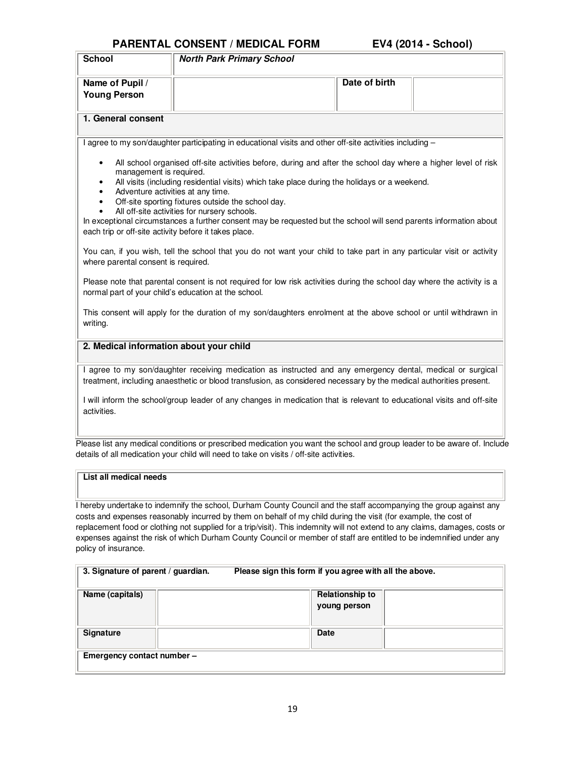# PARENTAL CONSENT / MEDICAL FORM EV4 (2014 - School)

| | | | |
|---|---|---|---|
| **School** | ***North Park Primary School*** | | |
| **Name of Pupil / Young Person** | | **Date of birth** | |

## 1. General consent

I agree to my son/daughter participating in educational visits and other off-site activities including –

- All school organised off-site activities before, during and after the school day where a higher level of risk management is required.
- All visits (including residential visits) which take place during the holidays or a weekend.
- Adventure activities at any time.
- Off-site sporting fixtures outside the school day.
- All off-site activities for nursery schools.

In exceptional circumstances a further consent may be requested but the school will send parents information about each trip or off-site activity before it takes place.

You can, if you wish, tell the school that you do not want your child to take part in any particular visit or activity where parental consent is required.

Please note that parental consent is not required for low risk activities during the school day where the activity is a normal part of your child's education at the school.

This consent will apply for the duration of my son/daughters enrolment at the above school or until withdrawn in writing.

## 2. Medical information about your child

I agree to my son/daughter receiving medication as instructed and any emergency dental, medical or surgical treatment, including anaesthetic or blood transfusion, as considered necessary by the medical authorities present.

I will inform the school/group leader of any changes in medication that is relevant to educational visits and off-site activities.

Please list any medical conditions or prescribed medication you want the school and group leader to be aware of. Include details of all medication your child will need to take on visits / off-site activities.

| |
|---|
| **List all medical needs** |

I hereby undertake to indemnify the school, Durham County Council and the staff accompanying the group against any costs and expenses reasonably incurred by them on behalf of my child during the visit (for example, the cost of replacement food or clothing not supplied for a trip/visit). This indemnity will not extend to any claims, damages, costs or expenses against the risk of which Durham County Council or member of staff are entitled to be indemnified under any policy of insurance.

| | | | |
|---|---|---|---|
| **3. Signature of parent / guardian.** | **Please sign this form if you agree with all the above.** | | |
| **Name (capitals)** | | **Relationship to young person** | |
| **Signature** | | **Date** | |
| **Emergency contact number –** | | | |